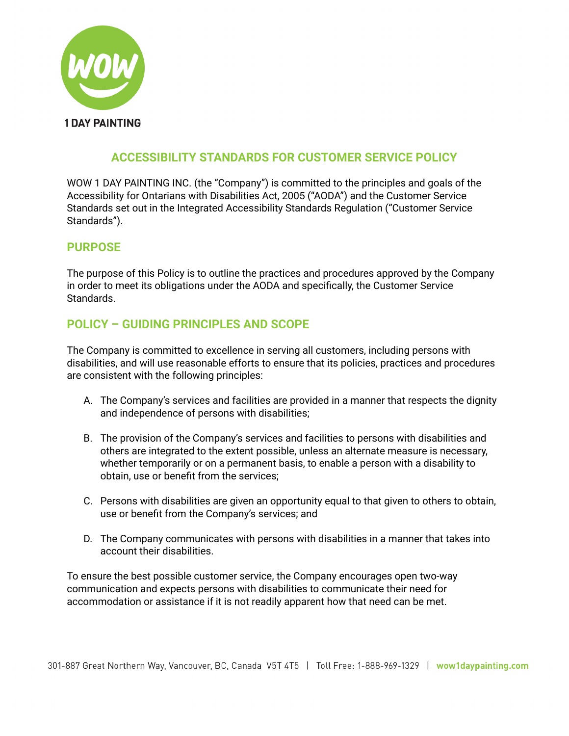WOW 1 DAY PAINTING

# ACCESSIBILITY STANDARDS FOR CUSTOMER SERVICE POLICY

WOW 1 DAY PAINTING INC. (the "Company") is committed to the principles and goals of the Accessibility for Ontarians with Disabilities Act, 2005 ("AODA") and the Customer Service Standards set out in the Integrated Accessibility Standards Regulation ("Customer Service Standards").

## PURPOSE

The purpose of this Policy is to outline the practices and procedures approved by the Company in order to meet its obligations under the AODA and specifically, the Customer Service Standards.

## POLICY – GUIDING PRINCIPLES AND SCOPE

The Company is committed to excellence in serving all customers, including persons with disabilities, and will use reasonable efforts to ensure that its policies, practices and procedures are consistent with the following principles:

A. The Company's services and facilities are provided in a manner that respects the dignity and independence of persons with disabilities;

B. The provision of the Company's services and facilities to persons with disabilities and others are integrated to the extent possible, unless an alternate measure is necessary, whether temporarily or on a permanent basis, to enable a person with a disability to obtain, use or benefit from the services;

C. Persons with disabilities are given an opportunity equal to that given to others to obtain, use or benefit from the Company's services; and

D. The Company communicates with persons with disabilities in a manner that takes into account their disabilities.

To ensure the best possible customer service, the Company encourages open two-way communication and expects persons with disabilities to communicate their need for accommodation or assistance if it is not readily apparent how that need can be met.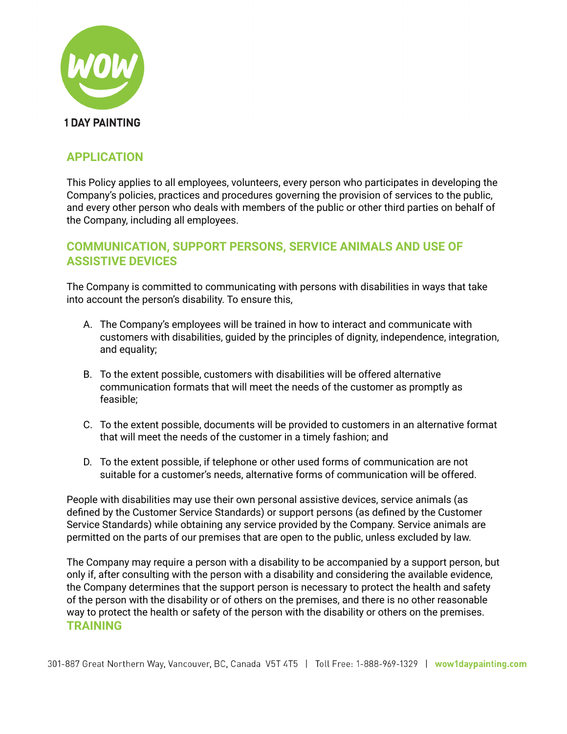## APPLICATION

This Policy applies to all employees, volunteers, every person who participates in developing the Company's policies, practices and procedures governing the provision of services to the public, and every other person who deals with members of the public or other third parties on behalf of the Company, including all employees.

## COMMUNICATION, SUPPORT PERSONS, SERVICE ANIMALS AND USE OF ASSISTIVE DEVICES

The Company is committed to communicating with persons with disabilities in ways that take into account the person's disability. To ensure this,

A. The Company's employees will be trained in how to interact and communicate with customers with disabilities, guided by the principles of dignity, independence, integration, and equality;

B. To the extent possible, customers with disabilities will be offered alternative communication formats that will meet the needs of the customer as promptly as feasible;

C. To the extent possible, documents will be provided to customers in an alternative format that will meet the needs of the customer in a timely fashion; and

D. To the extent possible, if telephone or other used forms of communication are not suitable for a customer's needs, alternative forms of communication will be offered.

People with disabilities may use their own personal assistive devices, service animals (as defined by the Customer Service Standards) or support persons (as defined by the Customer Service Standards) while obtaining any service provided by the Company. Service animals are permitted on the parts of our premises that are open to the public, unless excluded by law.

The Company may require a person with a disability to be accompanied by a support person, but only if, after consulting with the person with a disability and considering the available evidence, the Company determines that the support person is necessary to protect the health and safety of the person with the disability or of others on the premises, and there is no other reasonable way to protect the health or safety of the person with the disability or others on the premises.

## TRAINING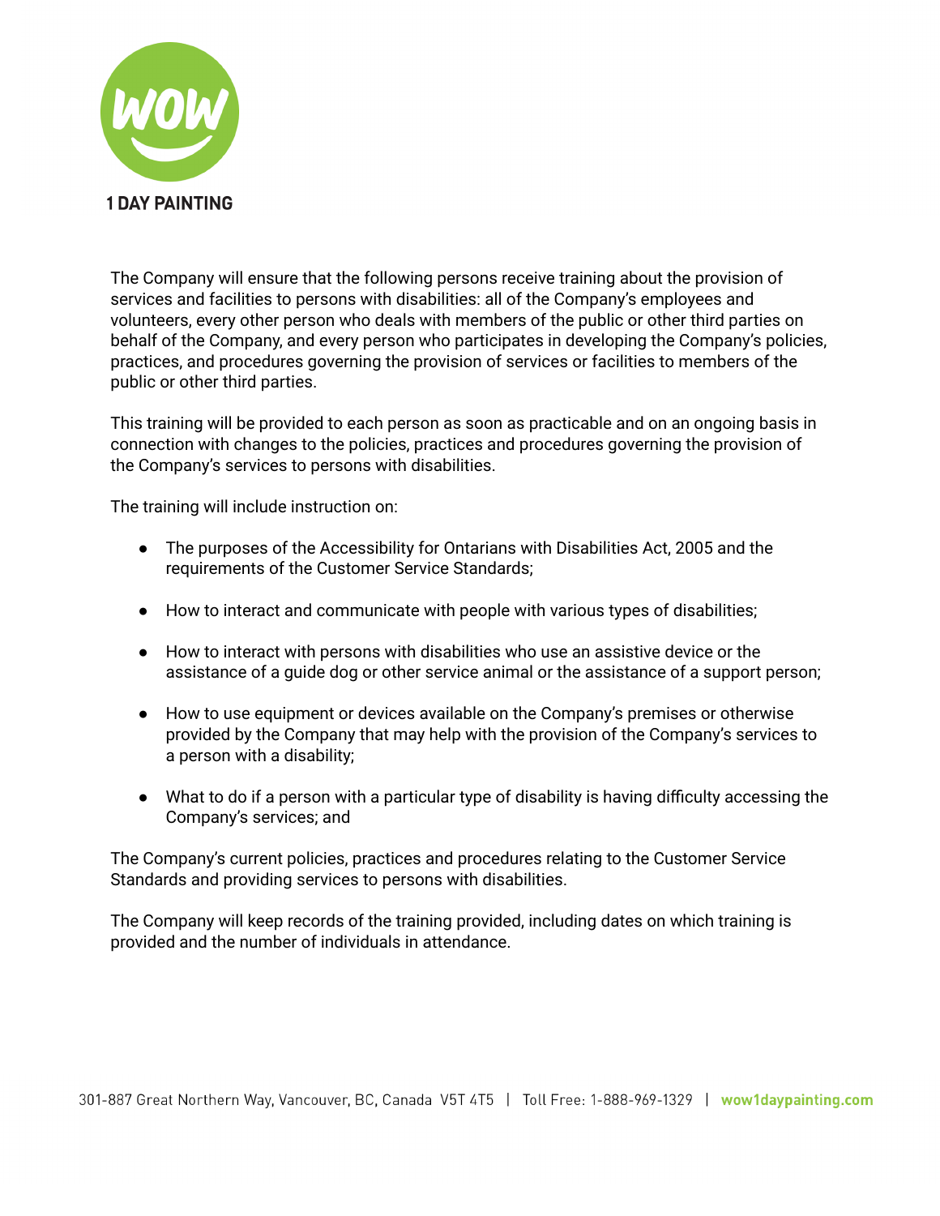The Company will ensure that the following persons receive training about the provision of services and facilities to persons with disabilities: all of the Company's employees and volunteers, every other person who deals with members of the public or other third parties on behalf of the Company, and every person who participates in developing the Company's policies, practices, and procedures governing the provision of services or facilities to members of the public or other third parties.

This training will be provided to each person as soon as practicable and on an ongoing basis in connection with changes to the policies, practices and procedures governing the provision of the Company's services to persons with disabilities.

The training will include instruction on:

- The purposes of the Accessibility for Ontarians with Disabilities Act, 2005 and the requirements of the Customer Service Standards;
- How to interact and communicate with people with various types of disabilities;
- How to interact with persons with disabilities who use an assistive device or the assistance of a guide dog or other service animal or the assistance of a support person;
- How to use equipment or devices available on the Company's premises or otherwise provided by the Company that may help with the provision of the Company's services to a person with a disability;
- What to do if a person with a particular type of disability is having difficulty accessing the Company's services; and

The Company's current policies, practices and procedures relating to the Customer Service Standards and providing services to persons with disabilities.

The Company will keep records of the training provided, including dates on which training is provided and the number of individuals in attendance.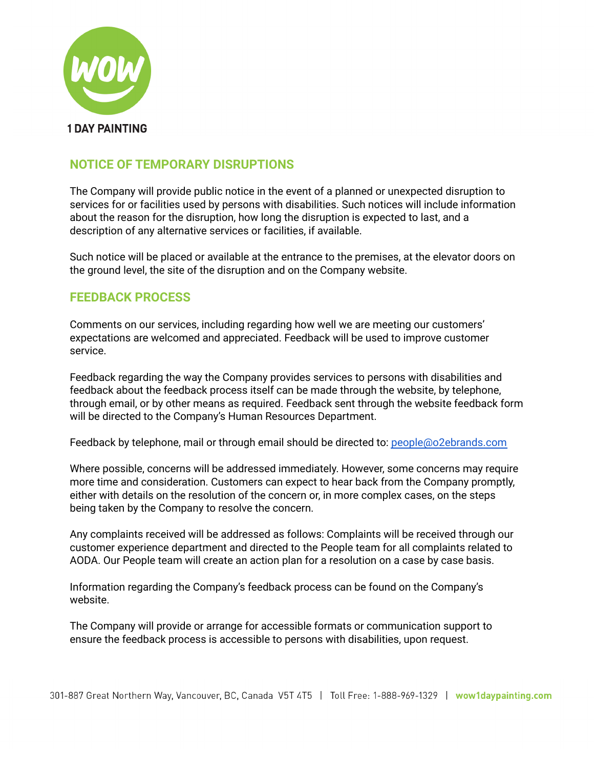## NOTICE OF TEMPORARY DISRUPTIONS

The Company will provide public notice in the event of a planned or unexpected disruption to services for or facilities used by persons with disabilities. Such notices will include information about the reason for the disruption, how long the disruption is expected to last, and a description of any alternative services or facilities, if available.

Such notice will be placed or available at the entrance to the premises, at the elevator doors on the ground level, the site of the disruption and on the Company website.

## FEEDBACK PROCESS

Comments on our services, including regarding how well we are meeting our customers' expectations are welcomed and appreciated. Feedback will be used to improve customer service.

Feedback regarding the way the Company provides services to persons with disabilities and feedback about the feedback process itself can be made through the website, by telephone, through email, or by other means as required. Feedback sent through the website feedback form will be directed to the Company's Human Resources Department.

Feedback by telephone, mail or through email should be directed to: people@o2ebrands.com

Where possible, concerns will be addressed immediately. However, some concerns may require more time and consideration. Customers can expect to hear back from the Company promptly, either with details on the resolution of the concern or, in more complex cases, on the steps being taken by the Company to resolve the concern.

Any complaints received will be addressed as follows: Complaints will be received through our customer experience department and directed to the People team for all complaints related to AODA. Our People team will create an action plan for a resolution on a case by case basis.

Information regarding the Company's feedback process can be found on the Company's website.

The Company will provide or arrange for accessible formats or communication support to ensure the feedback process is accessible to persons with disabilities, upon request.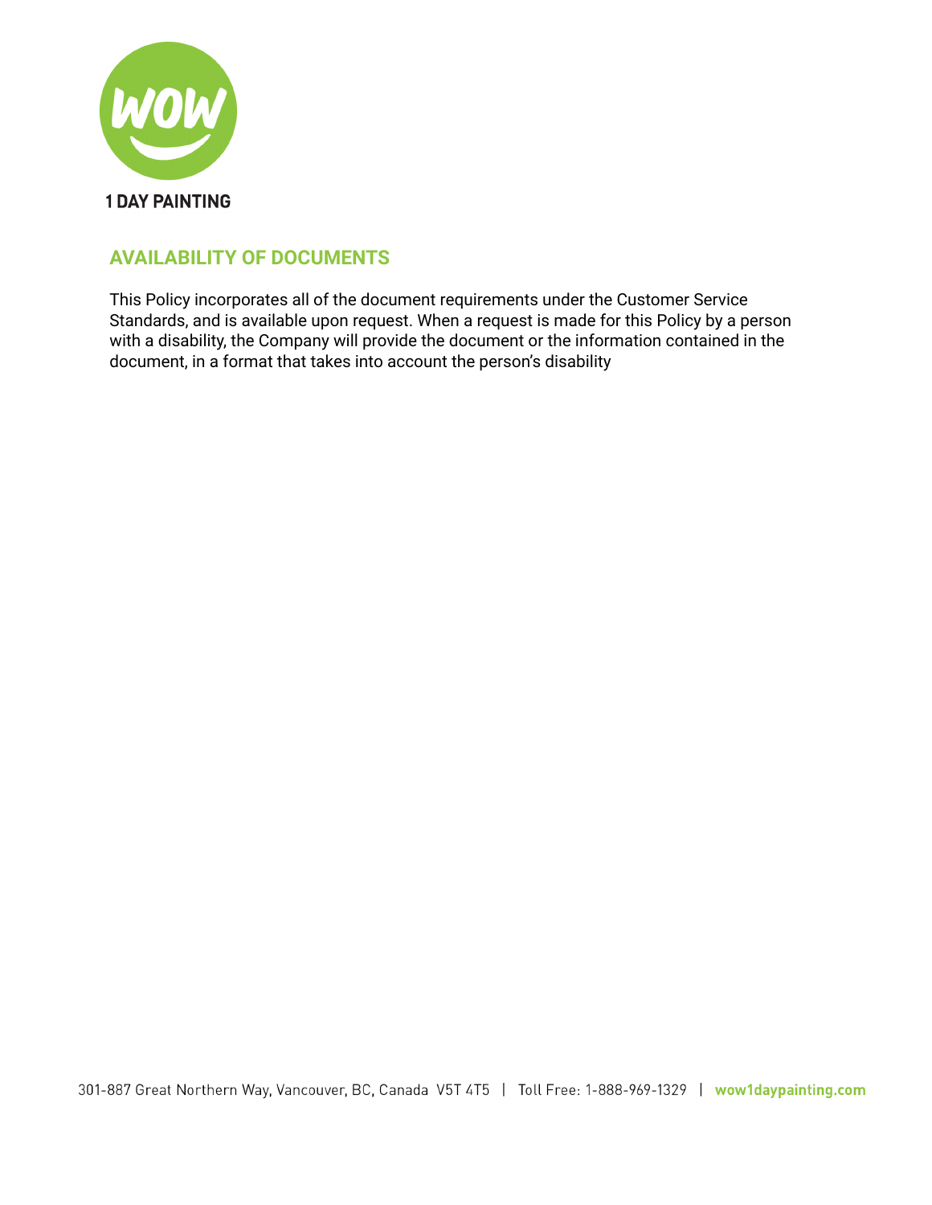## AVAILABILITY OF DOCUMENTS

This Policy incorporates all of the document requirements under the Customer Service Standards, and is available upon request. When a request is made for this Policy by a person with a disability, the Company will provide the document or the information contained in the document, in a format that takes into account the person's disability